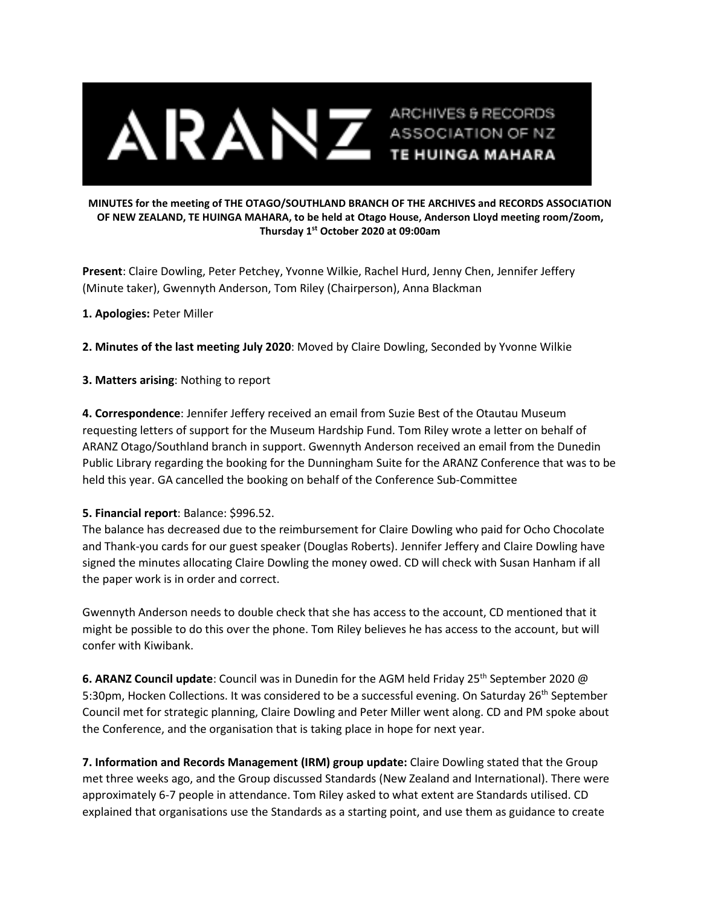**MINUTES for the meeting of THE OTAGO/SOUTHLAND BRANCH OF THE ARCHIVES and RECORDS ASSOCIATION OF NEW ZEALAND, TE HUINGA MAHARA, to be held at Otago House, Anderson Lloyd meeting room/Zoom, Thursday 1st October 2020 at 09:00am**

**Present**: Claire Dowling, Peter Petchey, Yvonne Wilkie, Rachel Hurd, Jenny Chen, Jennifer Jeffery (Minute taker), Gwennyth Anderson, Tom Riley (Chairperson), Anna Blackman

**1. Apologies:** Peter Miller

**2. Minutes of the last meeting July 2020**: Moved by Claire Dowling, Seconded by Yvonne Wilkie

**3. Matters arising**: Nothing to report

**4. Correspondence**: Jennifer Jeffery received an email from Suzie Best of the Otautau Museum requesting letters of support for the Museum Hardship Fund. Tom Riley wrote a letter on behalf of ARANZ Otago/Southland branch in support. Gwennyth Anderson received an email from the Dunedin Public Library regarding the booking for the Dunningham Suite for the ARANZ Conference that was to be held this year. GA cancelled the booking on behalf of the Conference Sub-Committee

**5. Financial report**: Balance: $996.52.

The balance has decreased due to the reimbursement for Claire Dowling who paid for Ocho Chocolate and Thank-you cards for our guest speaker (Douglas Roberts). Jennifer Jeffery and Claire Dowling have signed the minutes allocating Claire Dowling the money owed. CD will check with Susan Hanham if all the paper work is in order and correct.

Gwennyth Anderson needs to double check that she has access to the account, CD mentioned that it might be possible to do this over the phone. Tom Riley believes he has access to the account, but will confer with Kiwibank.

**6. ARANZ Council update**: Council was in Dunedin for the AGM held Friday 25th September 2020 @ 5:30pm, Hocken Collections. It was considered to be a successful evening. On Saturday 26th September Council met for strategic planning, Claire Dowling and Peter Miller went along. CD and PM spoke about the Conference, and the organisation that is taking place in hope for next year.

**7. Information and Records Management (IRM) group update:** Claire Dowling stated that the Group met three weeks ago, and the Group discussed Standards (New Zealand and International). There were approximately 6-7 people in attendance. Tom Riley asked to what extent are Standards utilised. CD explained that organisations use the Standards as a starting point, and use them as guidance to create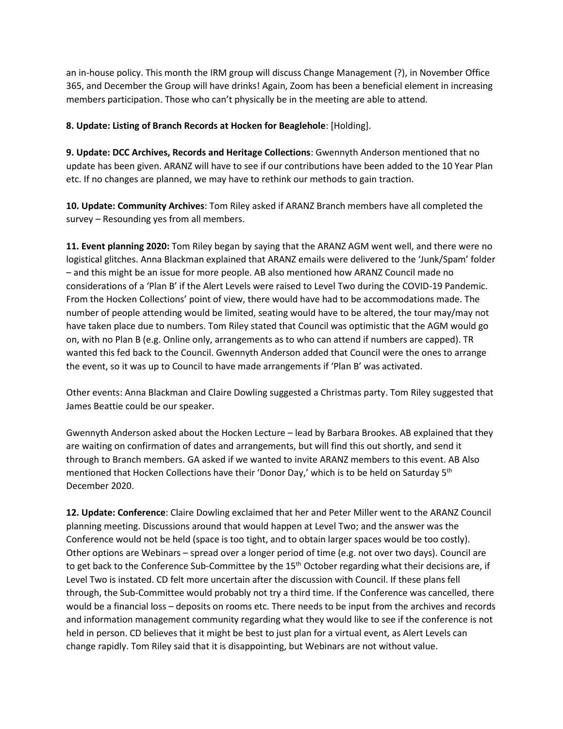an in-house policy. This month the IRM group will discuss Change Management (?), in November Office 365, and December the Group will have drinks! Again, Zoom has been a beneficial element in increasing members participation. Those who can't physically be in the meeting are able to attend.

**8. Update: Listing of Branch Records at Hocken for Beaglehole**: [Holding].

**9. Update: DCC Archives, Records and Heritage Collections**: Gwennyth Anderson mentioned that no update has been given. ARANZ will have to see if our contributions have been added to the 10 Year Plan etc. If no changes are planned, we may have to rethink our methods to gain traction.

**10. Update: Community Archives**: Tom Riley asked if ARANZ Branch members have all completed the survey – Resounding yes from all members.

**11. Event planning 2020:** Tom Riley began by saying that the ARANZ AGM went well, and there were no logistical glitches. Anna Blackman explained that ARANZ emails were delivered to the 'Junk/Spam' folder – and this might be an issue for more people. AB also mentioned how ARANZ Council made no considerations of a 'Plan B' if the Alert Levels were raised to Level Two during the COVID-19 Pandemic. From the Hocken Collections' point of view, there would have had to be accommodations made. The number of people attending would be limited, seating would have to be altered, the tour may/may not have taken place due to numbers. Tom Riley stated that Council was optimistic that the AGM would go on, with no Plan B (e.g. Online only, arrangements as to who can attend if numbers are capped). TR wanted this fed back to the Council. Gwennyth Anderson added that Council were the ones to arrange the event, so it was up to Council to have made arrangements if 'Plan B' was activated.

Other events: Anna Blackman and Claire Dowling suggested a Christmas party. Tom Riley suggested that James Beattie could be our speaker.

Gwennyth Anderson asked about the Hocken Lecture – lead by Barbara Brookes. AB explained that they are waiting on confirmation of dates and arrangements, but will find this out shortly, and send it through to Branch members. GA asked if we wanted to invite ARANZ members to this event. AB Also mentioned that Hocken Collections have their 'Donor Day,' which is to be held on Saturday 5th December 2020.

**12. Update: Conference**: Claire Dowling exclaimed that her and Peter Miller went to the ARANZ Council planning meeting. Discussions around that would happen at Level Two; and the answer was the Conference would not be held (space is too tight, and to obtain larger spaces would be too costly). Other options are Webinars – spread over a longer period of time (e.g. not over two days). Council are to get back to the Conference Sub-Committee by the 15th October regarding what their decisions are, if Level Two is instated. CD felt more uncertain after the discussion with Council. If these plans fell through, the Sub-Committee would probably not try a third time. If the Conference was cancelled, there would be a financial loss – deposits on rooms etc. There needs to be input from the archives and records and information management community regarding what they would like to see if the conference is not held in person. CD believes that it might be best to just plan for a virtual event, as Alert Levels can change rapidly. Tom Riley said that it is disappointing, but Webinars are not without value.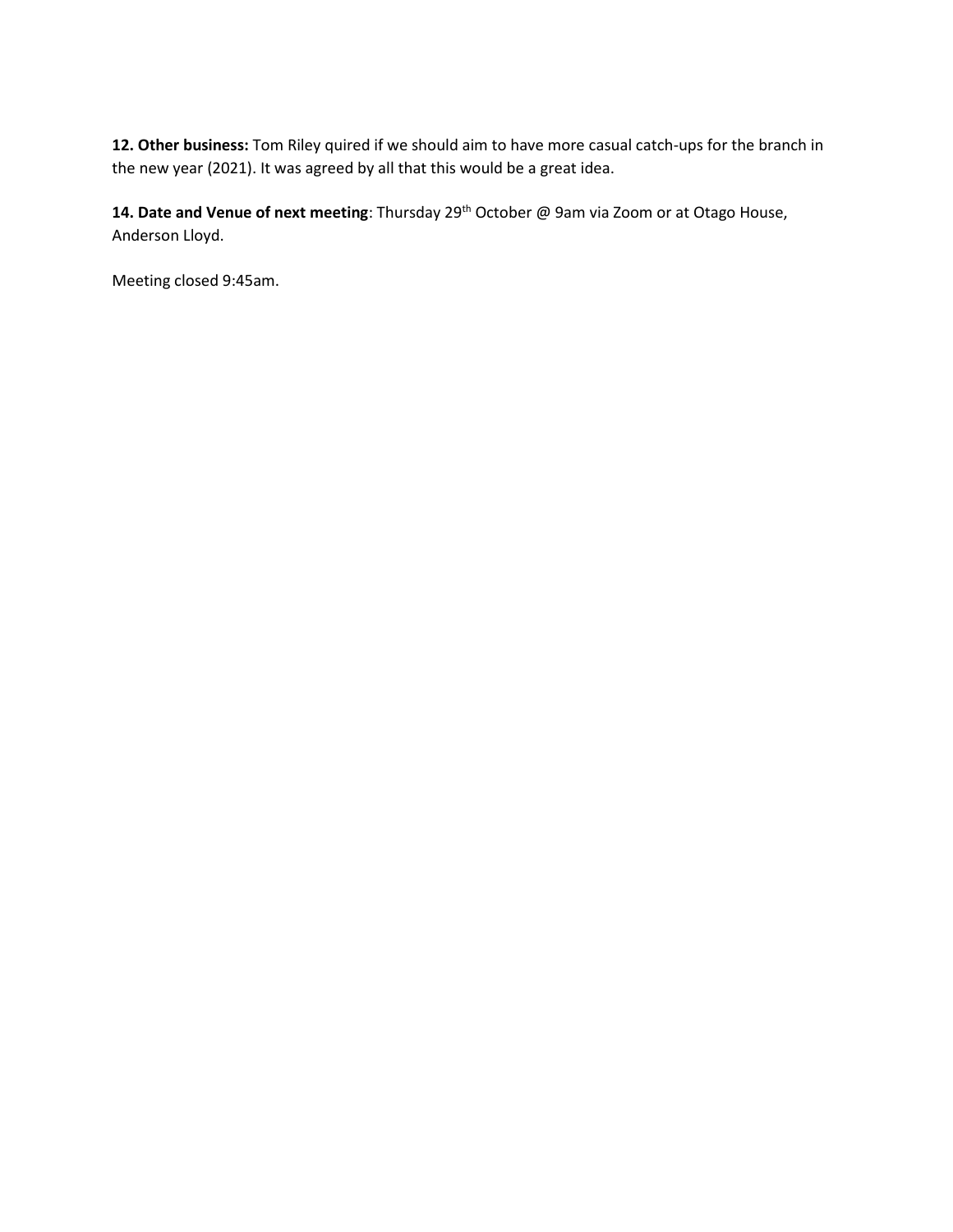**12. Other business:** Tom Riley quired if we should aim to have more casual catch-ups for the branch in the new year (2021). It was agreed by all that this would be a great idea.

**14. Date and Venue of next meeting**: Thursday 29th October @ 9am via Zoom or at Otago House, Anderson Lloyd.

Meeting closed 9:45am.